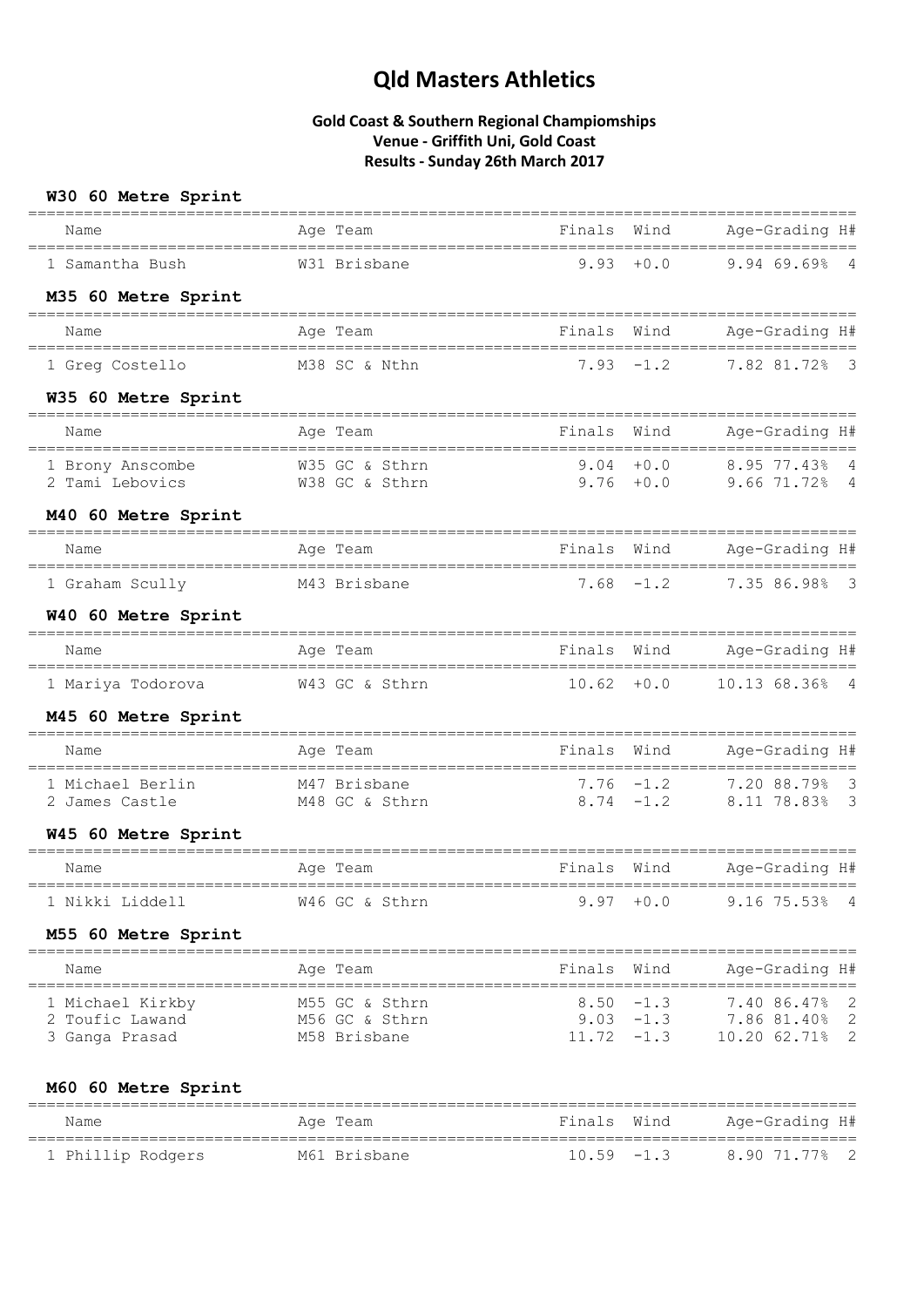# Qld Masters Athletics

**Gold Coast & Southern Regional Champiomships**
**Venue - Griffith Uni, Gold Coast**
**Results - Sunday 26th March 2017**

### W30 60 Metre Sprint

| Name | Age | Team | Finals | Wind | Age-Grading | | H# |
|---|---|---|---|---|---|---|---|
| 1 Samantha Bush | W31 | Brisbane | 9.93 | +0.0 | 9.94 | 69.69% | 4 |

### M35 60 Metre Sprint

| Name | Age | Team | Finals | Wind | Age-Grading | | H# |
|---|---|---|---|---|---|---|---|
| 1 Greg Costello | M38 | SC & Nthn | 7.93 | -1.2 | 7.82 | 81.72% | 3 |

### W35 60 Metre Sprint

| Name | Age | Team | Finals | Wind | Age-Grading | | H# |
|---|---|---|---|---|---|---|---|
| 1 Brony Anscombe | W35 | GC & Sthrn | 9.04 | +0.0 | 8.95 | 77.43% | 4 |
| 2 Tami Lebovics | W38 | GC & Sthrn | 9.76 | +0.0 | 9.66 | 71.72% | 4 |

### M40 60 Metre Sprint

| Name | Age | Team | Finals | Wind | Age-Grading | | H# |
|---|---|---|---|---|---|---|---|
| 1 Graham Scully | M43 | Brisbane | 7.68 | -1.2 | 7.35 | 86.98% | 3 |

### W40 60 Metre Sprint

| Name | Age | Team | Finals | Wind | Age-Grading | | H# |
|---|---|---|---|---|---|---|---|
| 1 Mariya Todorova | W43 | GC & Sthrn | 10.62 | +0.0 | 10.13 | 68.36% | 4 |

### M45 60 Metre Sprint

| Name | Age | Team | Finals | Wind | Age-Grading | | H# |
|---|---|---|---|---|---|---|---|
| 1 Michael Berlin | M47 | Brisbane | 7.76 | -1.2 | 7.20 | 88.79% | 3 |
| 2 James Castle | M48 | GC & Sthrn | 8.74 | -1.2 | 8.11 | 78.83% | 3 |

### W45 60 Metre Sprint

| Name | Age | Team | Finals | Wind | Age-Grading | | H# |
|---|---|---|---|---|---|---|---|
| 1 Nikki Liddell | W46 | GC & Sthrn | 9.97 | +0.0 | 9.16 | 75.53% | 4 |

### M55 60 Metre Sprint

| Name | Age | Team | Finals | Wind | Age-Grading | | H# |
|---|---|---|---|---|---|---|---|
| 1 Michael Kirkby | M55 | GC & Sthrn | 8.50 | -1.3 | 7.40 | 86.47% | 2 |
| 2 Toufic Lawand | M56 | GC & Sthrn | 9.03 | -1.3 | 7.86 | 81.40% | 2 |
| 3 Ganga Prasad | M58 | Brisbane | 11.72 | -1.3 | 10.20 | 62.71% | 2 |

### M60 60 Metre Sprint

| Name | Age | Team | Finals | Wind | Age-Grading | | H# |
|---|---|---|---|---|---|---|---|
| 1 Phillip Rodgers | M61 | Brisbane | 10.59 | -1.3 | 8.90 | 71.77% | 2 |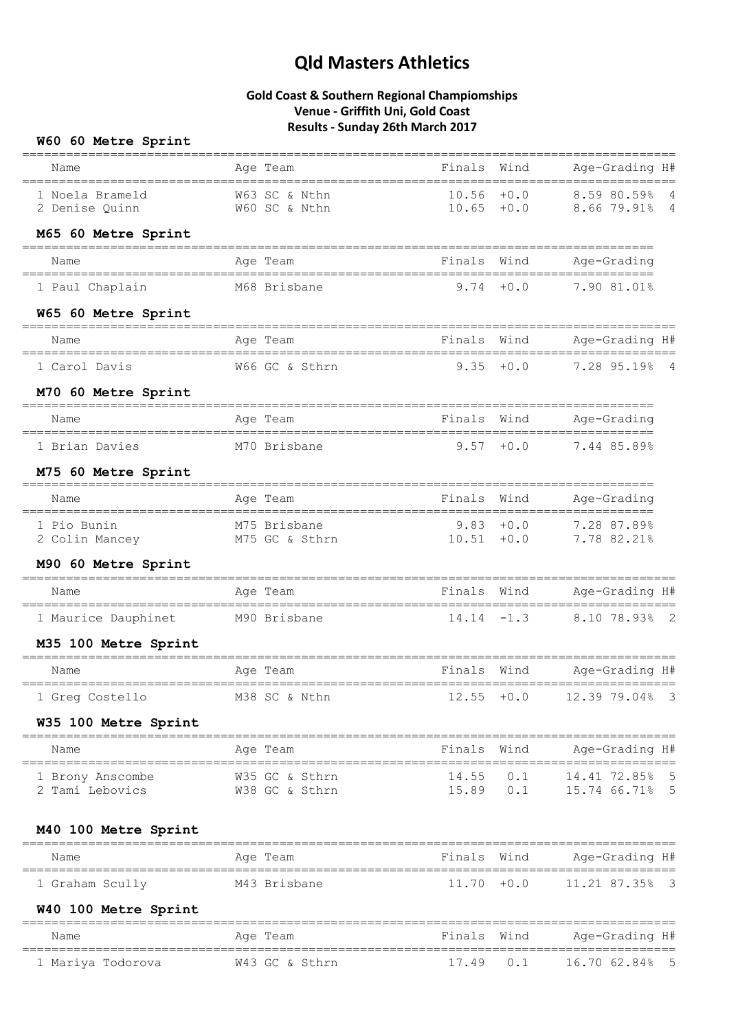# Qld Masters Athletics

**Gold Coast & Southern Regional Champiomships**
**Venue - Griffith Uni, Gold Coast**
**Results - Sunday 26th March 2017**

### W60 60 Metre Sprint

| Name | Age | Team | Finals | Wind | Age-Grading | | H# |
|---|---|---|---|---|---|---|---|
| 1 Noela Brameld | W63 | SC & Nthn | 10.56 | +0.0 | 8.59 | 80.59% | 4 |
| 2 Denise Quinn | W60 | SC & Nthn | 10.65 | +0.0 | 8.66 | 79.91% | 4 |

### M65 60 Metre Sprint

| Name | Age | Team | Finals | Wind | Age-Grading | |
|---|---|---|---|---|---|---|
| 1 Paul Chaplain | M68 | Brisbane | 9.74 | +0.0 | 7.90 | 81.01% |

### W65 60 Metre Sprint

| Name | Age | Team | Finals | Wind | Age-Grading | | H# |
|---|---|---|---|---|---|---|---|
| 1 Carol Davis | W66 | GC & Sthrn | 9.35 | +0.0 | 7.28 | 95.19% | 4 |

### M70 60 Metre Sprint

| Name | Age | Team | Finals | Wind | Age-Grading | |
|---|---|---|---|---|---|---|
| 1 Brian Davies | M70 | Brisbane | 9.57 | +0.0 | 7.44 | 85.89% |

### M75 60 Metre Sprint

| Name | Age | Team | Finals | Wind | Age-Grading | |
|---|---|---|---|---|---|---|
| 1 Pio Bunin | M75 | Brisbane | 9.83 | +0.0 | 7.28 | 87.89% |
| 2 Colin Mancey | M75 | GC & Sthrn | 10.51 | +0.0 | 7.78 | 82.21% |

### M90 60 Metre Sprint

| Name | Age | Team | Finals | Wind | Age-Grading | | H# |
|---|---|---|---|---|---|---|---|
| 1 Maurice Dauphinet | M90 | Brisbane | 14.14 | -1.3 | 8.10 | 78.93% | 2 |

### M35 100 Metre Sprint

| Name | Age | Team | Finals | Wind | Age-Grading | | H# |
|---|---|---|---|---|---|---|---|
| 1 Greg Costello | M38 | SC & Nthn | 12.55 | +0.0 | 12.39 | 79.04% | 3 |

### W35 100 Metre Sprint

| Name | Age | Team | Finals | Wind | Age-Grading | | H# |
|---|---|---|---|---|---|---|---|
| 1 Brony Anscombe | W35 | GC & Sthrn | 14.55 | 0.1 | 14.41 | 72.85% | 5 |
| 2 Tami Lebovics | W38 | GC & Sthrn | 15.89 | 0.1 | 15.74 | 66.71% | 5 |

### M40 100 Metre Sprint

| Name | Age | Team | Finals | Wind | Age-Grading | | H# |
|---|---|---|---|---|---|---|---|
| 1 Graham Scully | M43 | Brisbane | 11.70 | +0.0 | 11.21 | 87.35% | 3 |

### W40 100 Metre Sprint

| Name | Age | Team | Finals | Wind | Age-Grading | | H# |
|---|---|---|---|---|---|---|---|
| 1 Mariya Todorova | W43 | GC & Sthrn | 17.49 | 0.1 | 16.70 | 62.84% | 5 |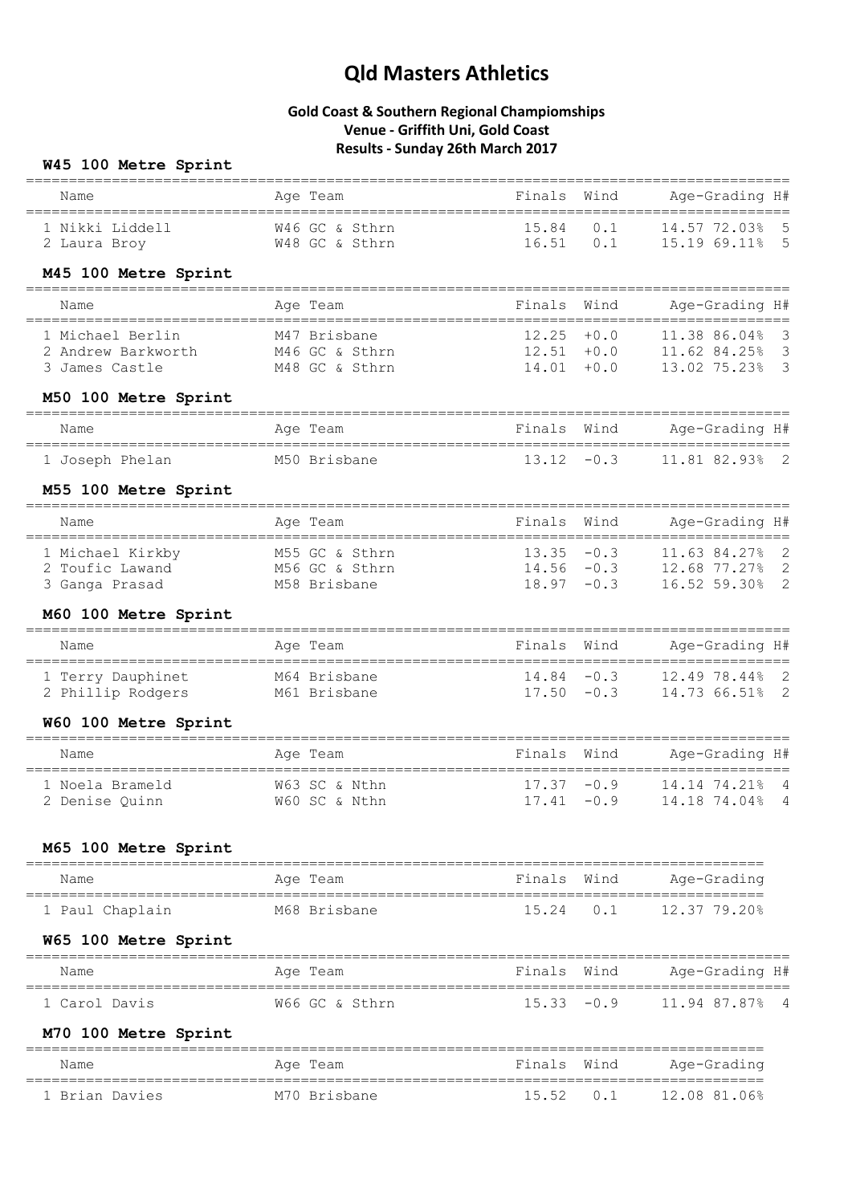# Qld Masters Athletics

**Gold Coast & Southern Regional Champiomships**
**Venue - Griffith Uni, Gold Coast**
**Results - Sunday 26th March 2017**

### W45 100 Metre Sprint

| Name | Age | Team | Finals | Wind | Age-Grading | | H# |
|---|---|---|---|---|---|---|---|
| 1 Nikki Liddell | W46 | GC & Sthrn | 15.84 | 0.1 | 14.57 | 72.03% | 5 |
| 2 Laura Broy | W48 | GC & Sthrn | 16.51 | 0.1 | 15.19 | 69.11% | 5 |

### M45 100 Metre Sprint

| Name | Age | Team | Finals | Wind | Age-Grading | | H# |
|---|---|---|---|---|---|---|---|
| 1 Michael Berlin | M47 | Brisbane | 12.25 | +0.0 | 11.38 | 86.04% | 3 |
| 2 Andrew Barkworth | M46 | GC & Sthrn | 12.51 | +0.0 | 11.62 | 84.25% | 3 |
| 3 James Castle | M48 | GC & Sthrn | 14.01 | +0.0 | 13.02 | 75.23% | 3 |

### M50 100 Metre Sprint

| Name | Age | Team | Finals | Wind | Age-Grading | | H# |
|---|---|---|---|---|---|---|---|
| 1 Joseph Phelan | M50 | Brisbane | 13.12 | -0.3 | 11.81 | 82.93% | 2 |

### M55 100 Metre Sprint

| Name | Age | Team | Finals | Wind | Age-Grading | | H# |
|---|---|---|---|---|---|---|---|
| 1 Michael Kirkby | M55 | GC & Sthrn | 13.35 | -0.3 | 11.63 | 84.27% | 2 |
| 2 Toufic Lawand | M56 | GC & Sthrn | 14.56 | -0.3 | 12.68 | 77.27% | 2 |
| 3 Ganga Prasad | M58 | Brisbane | 18.97 | -0.3 | 16.52 | 59.30% | 2 |

### M60 100 Metre Sprint

| Name | Age | Team | Finals | Wind | Age-Grading | | H# |
|---|---|---|---|---|---|---|---|
| 1 Terry Dauphinet | M64 | Brisbane | 14.84 | -0.3 | 12.49 | 78.44% | 2 |
| 2 Phillip Rodgers | M61 | Brisbane | 17.50 | -0.3 | 14.73 | 66.51% | 2 |

### W60 100 Metre Sprint

| Name | Age | Team | Finals | Wind | Age-Grading | | H# |
|---|---|---|---|---|---|---|---|
| 1 Noela Brameld | W63 | SC & Nthn | 17.37 | -0.9 | 14.14 | 74.21% | 4 |
| 2 Denise Quinn | W60 | SC & Nthn | 17.41 | -0.9 | 14.18 | 74.04% | 4 |

### M65 100 Metre Sprint

| Name | Age | Team | Finals | Wind | Age-Grading | |
|---|---|---|---|---|---|---|
| 1 Paul Chaplain | M68 | Brisbane | 15.24 | 0.1 | 12.37 | 79.20% |

### W65 100 Metre Sprint

| Name | Age | Team | Finals | Wind | Age-Grading | | H# |
|---|---|---|---|---|---|---|---|
| 1 Carol Davis | W66 | GC & Sthrn | 15.33 | -0.9 | 11.94 | 87.87% | 4 |

### M70 100 Metre Sprint

| Name | Age | Team | Finals | Wind | Age-Grading | |
|---|---|---|---|---|---|---|
| 1 Brian Davies | M70 | Brisbane | 15.52 | 0.1 | 12.08 | 81.06% |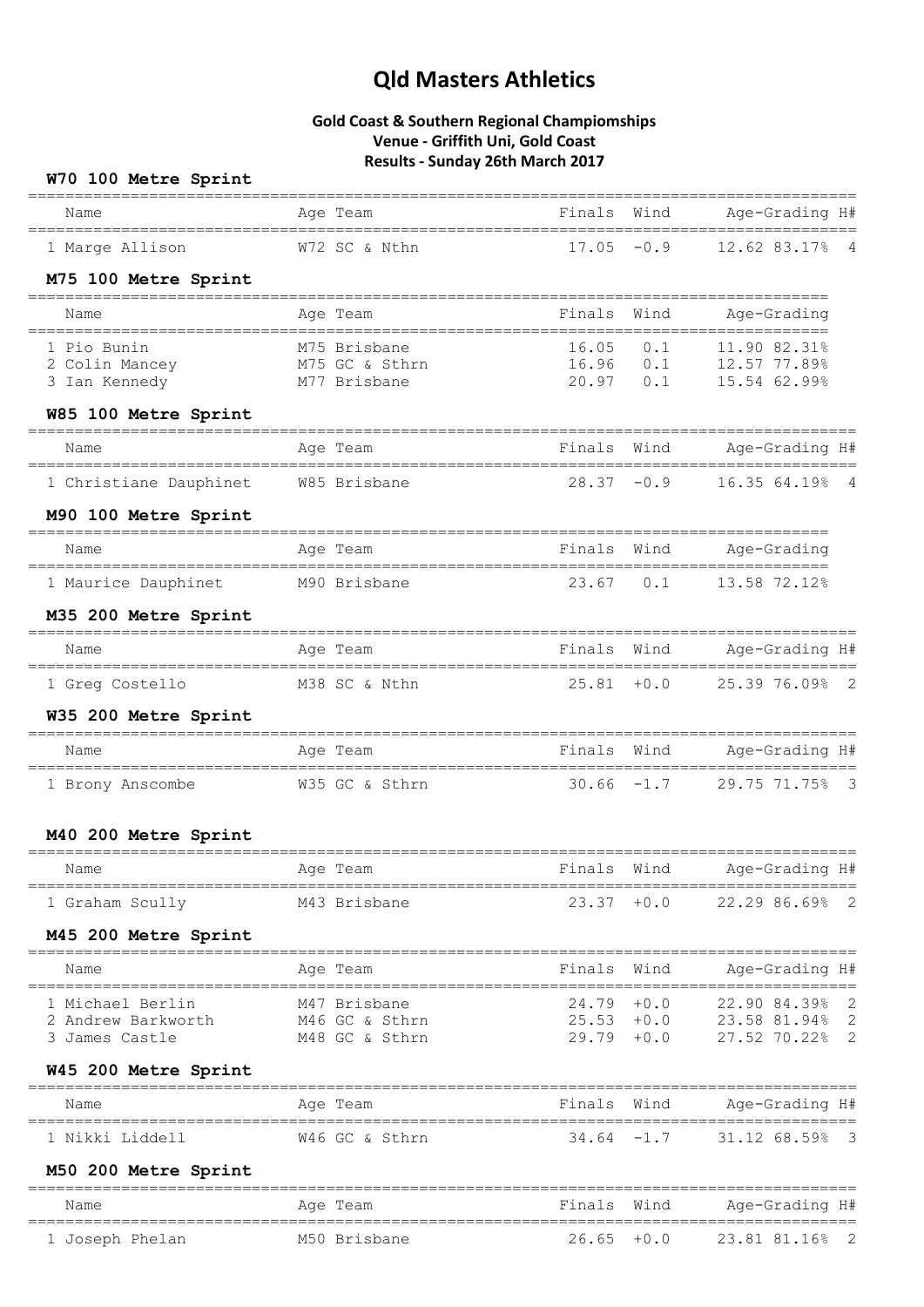# Qld Masters Athletics

## Gold Coast & Southern Regional Champiomships
## Venue - Griffith Uni, Gold Coast
## Results - Sunday 26th March 2017

### W70 100 Metre Sprint

| Name | Age | Team | Finals | Wind | Age-Grading | | H# |
|---|---|---|---|---|---|---|---|
| 1 Marge Allison | W72 | SC & Nthn | 17.05 | -0.9 | 12.62 | 83.17% | 4 |

### M75 100 Metre Sprint

| Name | Age | Team | Finals | Wind | Age-Grading | |
|---|---|---|---|---|---|---|
| 1 Pio Bunin | M75 | Brisbane | 16.05 | 0.1 | 11.90 | 82.31% |
| 2 Colin Mancey | M75 | GC & Sthrn | 16.96 | 0.1 | 12.57 | 77.89% |
| 3 Ian Kennedy | M77 | Brisbane | 20.97 | 0.1 | 15.54 | 62.99% |

### W85 100 Metre Sprint

| Name | Age | Team | Finals | Wind | Age-Grading | | H# |
|---|---|---|---|---|---|---|---|
| 1 Christiane Dauphinet | W85 | Brisbane | 28.37 | -0.9 | 16.35 | 64.19% | 4 |

### M90 100 Metre Sprint

| Name | Age | Team | Finals | Wind | Age-Grading | |
|---|---|---|---|---|---|---|
| 1 Maurice Dauphinet | M90 | Brisbane | 23.67 | 0.1 | 13.58 | 72.12% |

### M35 200 Metre Sprint

| Name | Age | Team | Finals | Wind | Age-Grading | | H# |
|---|---|---|---|---|---|---|---|
| 1 Greg Costello | M38 | SC & Nthn | 25.81 | +0.0 | 25.39 | 76.09% | 2 |

### W35 200 Metre Sprint

| Name | Age | Team | Finals | Wind | Age-Grading | | H# |
|---|---|---|---|---|---|---|---|
| 1 Brony Anscombe | W35 | GC & Sthrn | 30.66 | -1.7 | 29.75 | 71.75% | 3 |

### M40 200 Metre Sprint

| Name | Age | Team | Finals | Wind | Age-Grading | | H# |
|---|---|---|---|---|---|---|---|
| 1 Graham Scully | M43 | Brisbane | 23.37 | +0.0 | 22.29 | 86.69% | 2 |

### M45 200 Metre Sprint

| Name | Age | Team | Finals | Wind | Age-Grading | | H# |
|---|---|---|---|---|---|---|---|
| 1 Michael Berlin | M47 | Brisbane | 24.79 | +0.0 | 22.90 | 84.39% | 2 |
| 2 Andrew Barkworth | M46 | GC & Sthrn | 25.53 | +0.0 | 23.58 | 81.94% | 2 |
| 3 James Castle | M48 | GC & Sthrn | 29.79 | +0.0 | 27.52 | 70.22% | 2 |

### W45 200 Metre Sprint

| Name | Age | Team | Finals | Wind | Age-Grading | | H# |
|---|---|---|---|---|---|---|---|
| 1 Nikki Liddell | W46 | GC & Sthrn | 34.64 | -1.7 | 31.12 | 68.59% | 3 |

### M50 200 Metre Sprint

| Name | Age | Team | Finals | Wind | Age-Grading | | H# |
|---|---|---|---|---|---|---|---|
| 1 Joseph Phelan | M50 | Brisbane | 26.65 | +0.0 | 23.81 | 81.16% | 2 |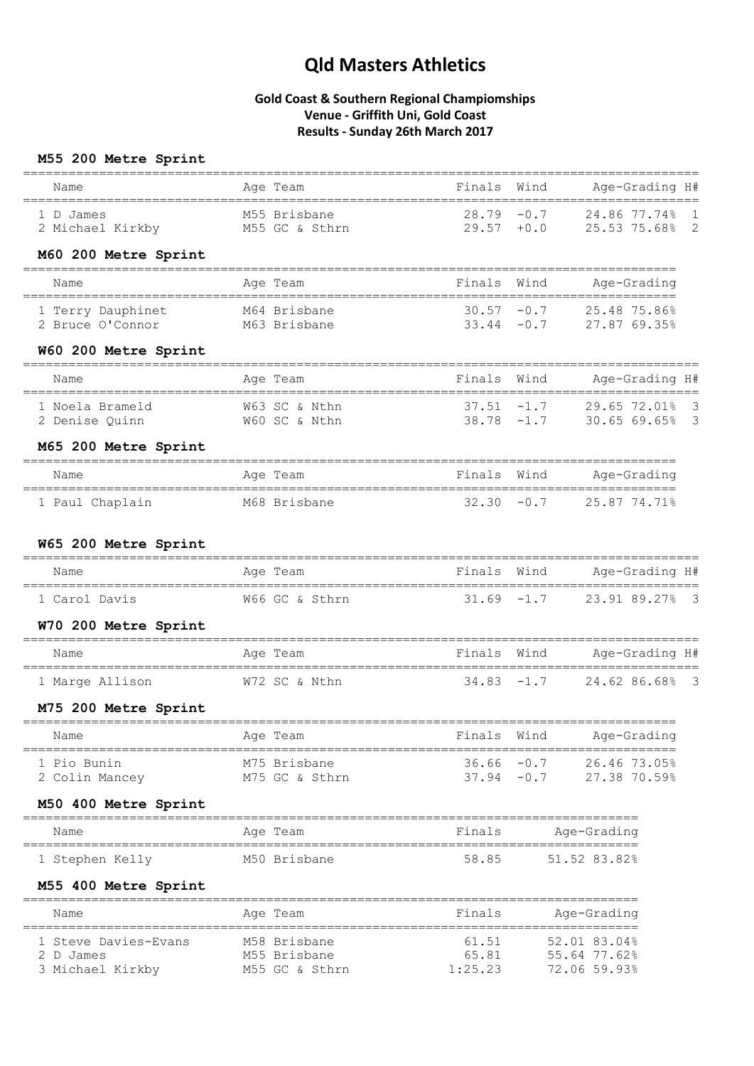# Qld Masters Athletics

**Gold Coast & Southern Regional Champiomships**
**Venue - Griffith Uni, Gold Coast**
**Results - Sunday 26th March 2017**

### M55 200 Metre Sprint

| Name | Age Team | Finals | Wind | Age-Grading | H# |
|---|---|---|---|---|---|
| 1 D James | M55 Brisbane | 28.79 | -0.7 | 24.86 77.74% | 1 |
| 2 Michael Kirkby | M55 GC & Sthrn | 29.57 | +0.0 | 25.53 75.68% | 2 |

### M60 200 Metre Sprint

| Name | Age Team | Finals | Wind | Age-Grading |
|---|---|---|---|---|
| 1 Terry Dauphinet | M64 Brisbane | 30.57 | -0.7 | 25.48 75.86% |
| 2 Bruce O'Connor | M63 Brisbane | 33.44 | -0.7 | 27.87 69.35% |

### W60 200 Metre Sprint

| Name | Age Team | Finals | Wind | Age-Grading | H# |
|---|---|---|---|---|---|
| 1 Noela Brameld | W63 SC & Nthn | 37.51 | -1.7 | 29.65 72.01% | 3 |
| 2 Denise Quinn | W60 SC & Nthn | 38.78 | -1.7 | 30.65 69.65% | 3 |

### M65 200 Metre Sprint

| Name | Age Team | Finals | Wind | Age-Grading |
|---|---|---|---|---|
| 1 Paul Chaplain | M68 Brisbane | 32.30 | -0.7 | 25.87 74.71% |

### W65 200 Metre Sprint

| Name | Age Team | Finals | Wind | Age-Grading | H# |
|---|---|---|---|---|---|
| 1 Carol Davis | W66 GC & Sthrn | 31.69 | -1.7 | 23.91 89.27% | 3 |

### W70 200 Metre Sprint

| Name | Age Team | Finals | Wind | Age-Grading | H# |
|---|---|---|---|---|---|
| 1 Marge Allison | W72 SC & Nthn | 34.83 | -1.7 | 24.62 86.68% | 3 |

### M75 200 Metre Sprint

| Name | Age Team | Finals | Wind | Age-Grading |
|---|---|---|---|---|
| 1 Pio Bunin | M75 Brisbane | 36.66 | -0.7 | 26.46 73.05% |
| 2 Colin Mancey | M75 GC & Sthrn | 37.94 | -0.7 | 27.38 70.59% |

### M50 400 Metre Sprint

| Name | Age Team | Finals | Age-Grading |
|---|---|---|---|
| 1 Stephen Kelly | M50 Brisbane | 58.85 | 51.52 83.82% |

### M55 400 Metre Sprint

| Name | Age Team | Finals | Age-Grading |
|---|---|---|---|
| 1 Steve Davies-Evans | M58 Brisbane | 61.51 | 52.01 83.04% |
| 2 D James | M55 Brisbane | 65.81 | 55.64 77.62% |
| 3 Michael Kirkby | M55 GC & Sthrn | 1:25.23 | 72.06 59.93% |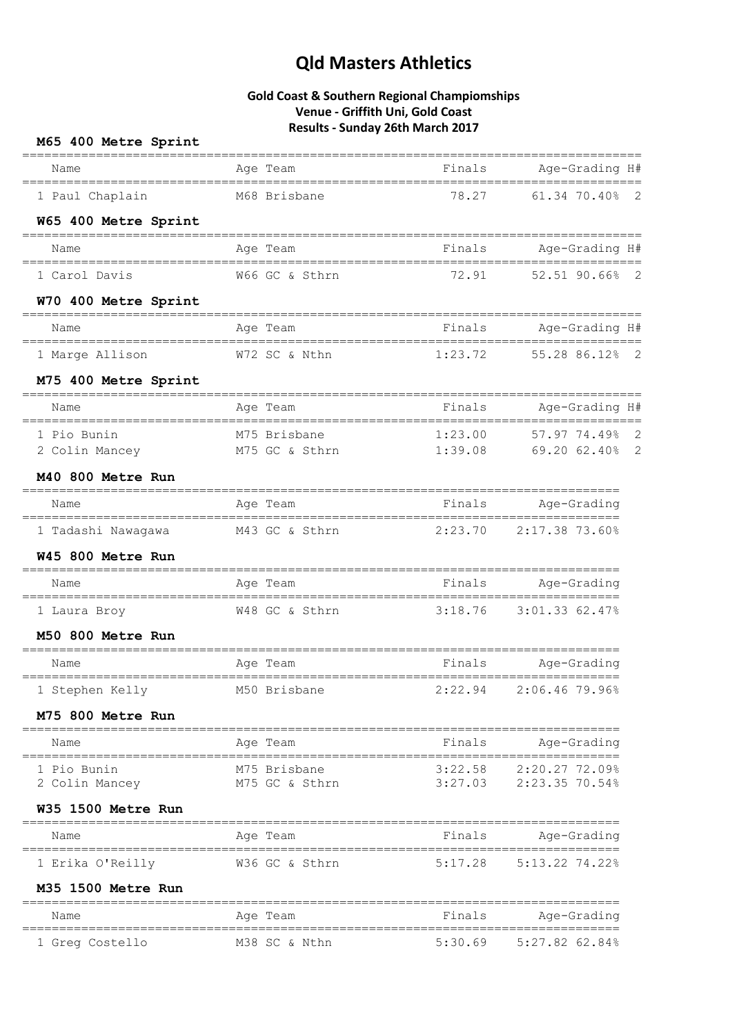# Qld Masters Athletics

## Gold Coast & Southern Regional Champiomships
## Venue - Griffith Uni, Gold Coast
## Results - Sunday 26th March 2017

### M65 400 Metre Sprint

| Name | Age | Team | Finals | Age-Grading | | H# |
|---|---|---|---|---|---|---|
| 1 Paul Chaplain | M68 | Brisbane | 78.27 | 61.34 | 70.40% | 2 |

### W65 400 Metre Sprint

| Name | Age | Team | Finals | Age-Grading | | H# |
|---|---|---|---|---|---|---|
| 1 Carol Davis | W66 | GC & Sthrn | 72.91 | 52.51 | 90.66% | 2 |

### W70 400 Metre Sprint

| Name | Age | Team | Finals | Age-Grading | | H# |
|---|---|---|---|---|---|---|
| 1 Marge Allison | W72 | SC & Nthn | 1:23.72 | 55.28 | 86.12% | 2 |

### M75 400 Metre Sprint

| Name | Age | Team | Finals | Age-Grading | | H# |
|---|---|---|---|---|---|---|
| 1 Pio Bunin | M75 | Brisbane | 1:23.00 | 57.97 | 74.49% | 2 |
| 2 Colin Mancey | M75 | GC & Sthrn | 1:39.08 | 69.20 | 62.40% | 2 |

### M40 800 Metre Run

| Name | Age | Team | Finals | Age-Grading | |
|---|---|---|---|---|---|
| 1 Tadashi Nawagawa | M43 | GC & Sthrn | 2:23.70 | 2:17.38 | 73.60% |

### W45 800 Metre Run

| Name | Age | Team | Finals | Age-Grading | |
|---|---|---|---|---|---|
| 1 Laura Broy | W48 | GC & Sthrn | 3:18.76 | 3:01.33 | 62.47% |

### M50 800 Metre Run

| Name | Age | Team | Finals | Age-Grading | |
|---|---|---|---|---|---|
| 1 Stephen Kelly | M50 | Brisbane | 2:22.94 | 2:06.46 | 79.96% |

### M75 800 Metre Run

| Name | Age | Team | Finals | Age-Grading | |
|---|---|---|---|---|---|
| 1 Pio Bunin | M75 | Brisbane | 3:22.58 | 2:20.27 | 72.09% |
| 2 Colin Mancey | M75 | GC & Sthrn | 3:27.03 | 2:23.35 | 70.54% |

### W35 1500 Metre Run

| Name | Age | Team | Finals | Age-Grading | |
|---|---|---|---|---|---|
| 1 Erika O'Reilly | W36 | GC & Sthrn | 5:17.28 | 5:13.22 | 74.22% |

### M35 1500 Metre Run

| Name | Age | Team | Finals | Age-Grading | |
|---|---|---|---|---|---|
| 1 Greg Costello | M38 | SC & Nthn | 5:30.69 | 5:27.82 | 62.84% |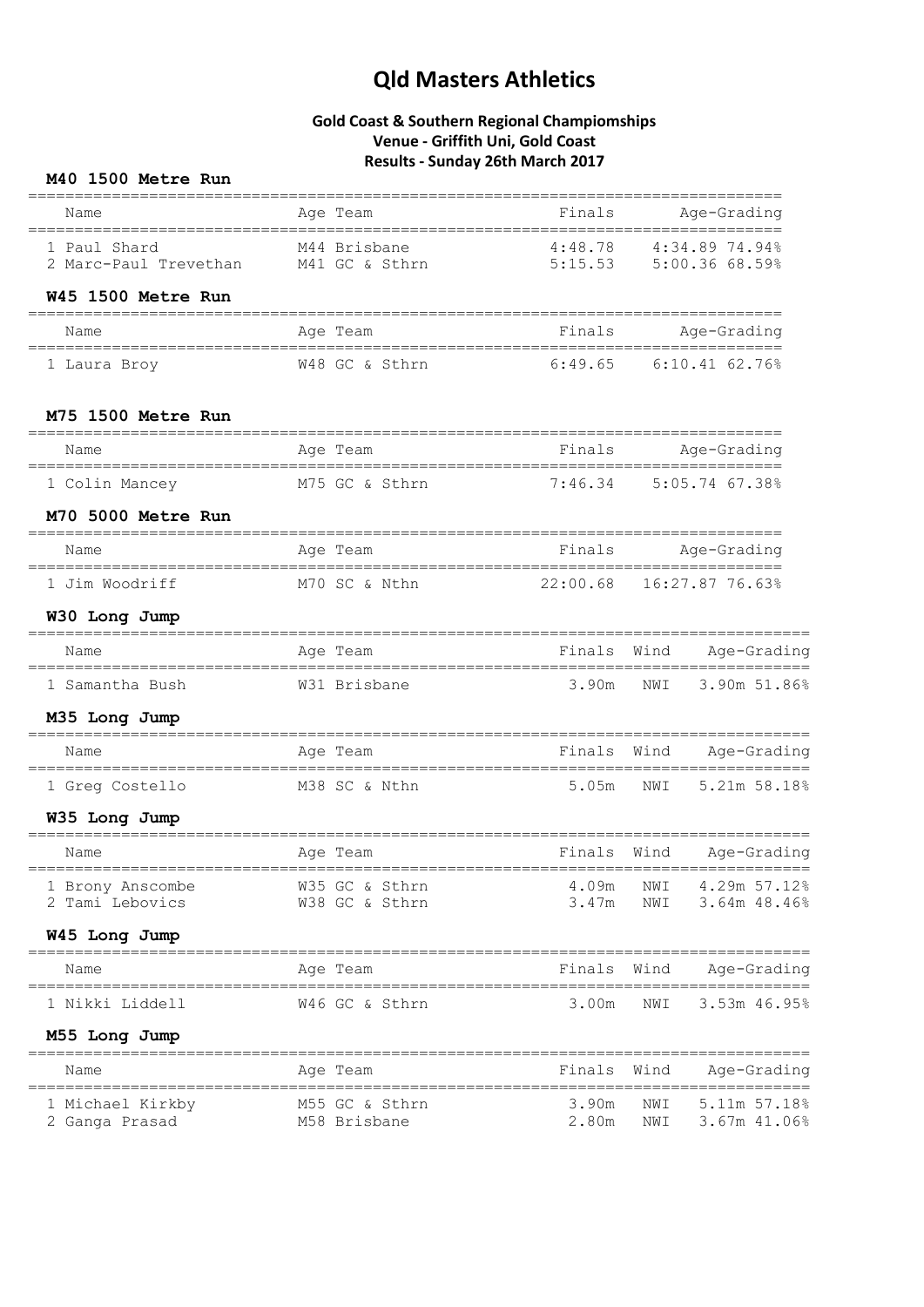# Qld Masters Athletics

## Gold Coast & Southern Regional Champiomships
## Venue - Griffith Uni, Gold Coast
## Results - Sunday 26th March 2017

### M40 1500 Metre Run

| Name | Age | Team | Finals | Age-Grading |
|---|---|---|---|---|
| 1 Paul Shard | M44 | Brisbane | 4:48.78 | 4:34.89 74.94% |
| 2 Marc-Paul Trevethan | M41 | GC & Sthrn | 5:15.53 | 5:00.36 68.59% |

### W45 1500 Metre Run

| Name | Age | Team | Finals | Age-Grading |
|---|---|---|---|---|
| 1 Laura Broy | W48 | GC & Sthrn | 6:49.65 | 6:10.41 62.76% |

### M75 1500 Metre Run

| Name | Age | Team | Finals | Age-Grading |
|---|---|---|---|---|
| 1 Colin Mancey | M75 | GC & Sthrn | 7:46.34 | 5:05.74 67.38% |

### M70 5000 Metre Run

| Name | Age | Team | Finals | Age-Grading |
|---|---|---|---|---|
| 1 Jim Woodriff | M70 | SC & Nthn | 22:00.68 | 16:27.87 76.63% |

### W30 Long Jump

| Name | Age | Team | Finals | Wind | Age-Grading |
|---|---|---|---|---|---|
| 1 Samantha Bush | W31 | Brisbane | 3.90m | NWI | 3.90m 51.86% |

### M35 Long Jump

| Name | Age | Team | Finals | Wind | Age-Grading |
|---|---|---|---|---|---|
| 1 Greg Costello | M38 | SC & Nthn | 5.05m | NWI | 5.21m 58.18% |

### W35 Long Jump

| Name | Age | Team | Finals | Wind | Age-Grading |
|---|---|---|---|---|---|
| 1 Brony Anscombe | W35 | GC & Sthrn | 4.09m | NWI | 4.29m 57.12% |
| 2 Tami Lebovics | W38 | GC & Sthrn | 3.47m | NWI | 3.64m 48.46% |

### W45 Long Jump

| Name | Age | Team | Finals | Wind | Age-Grading |
|---|---|---|---|---|---|
| 1 Nikki Liddell | W46 | GC & Sthrn | 3.00m | NWI | 3.53m 46.95% |

### M55 Long Jump

| Name | Age | Team | Finals | Wind | Age-Grading |
|---|---|---|---|---|---|
| 1 Michael Kirkby | M55 | GC & Sthrn | 3.90m | NWI | 5.11m 57.18% |
| 2 Ganga Prasad | M58 | Brisbane | 2.80m | NWI | 3.67m 41.06% |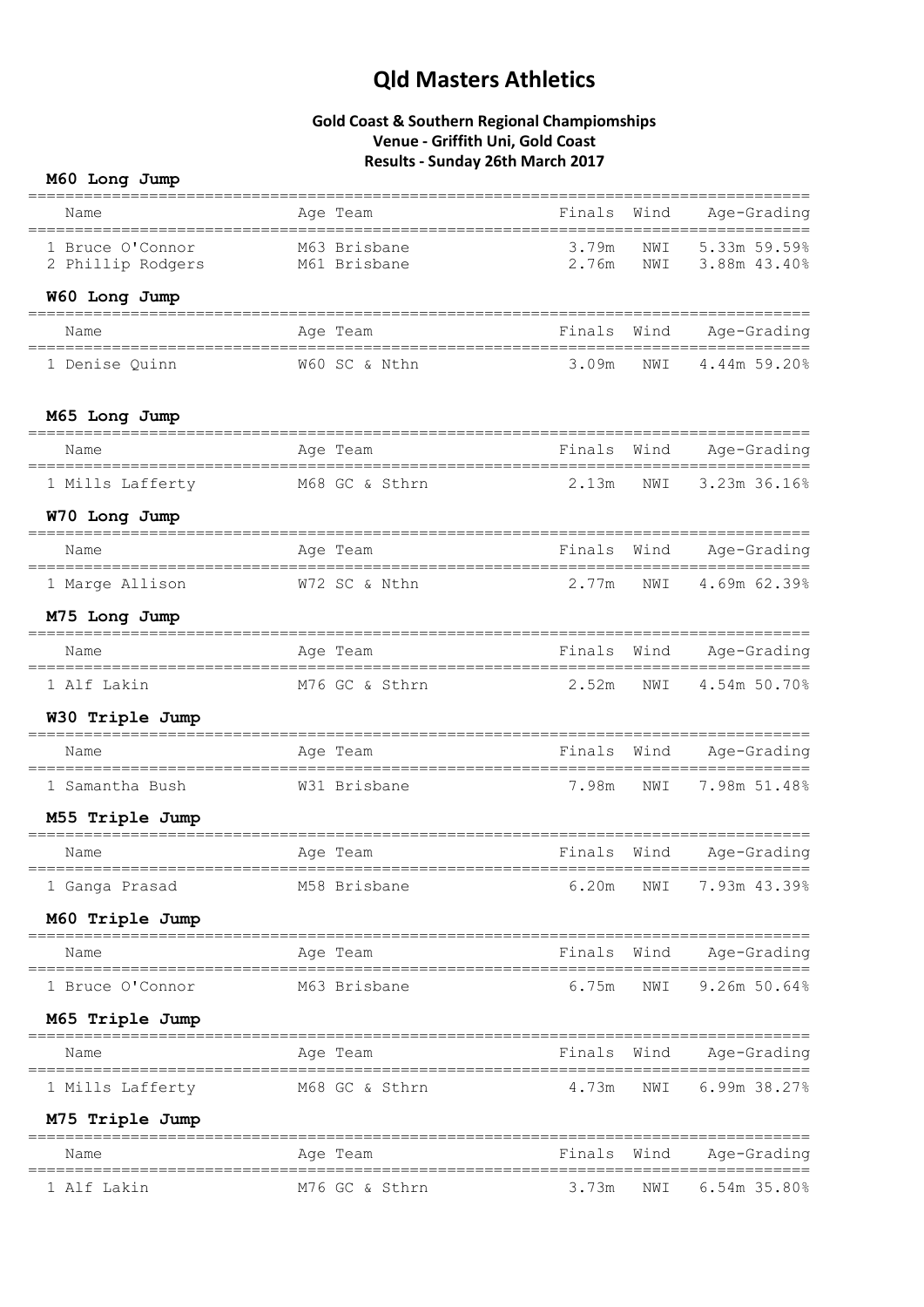# Qld Masters Athletics

### Gold Coast & Southern Regional Champiomships
### Venue - Griffith Uni, Gold Coast
### Results - Sunday 26th March 2017

**M60 Long Jump**

| Name | Age Team | Finals | Wind | Age-Grading |
|---|---|---|---|---|
| 1 Bruce O'Connor | M63 Brisbane | 3.79m | NWI | 5.33m 59.59% |
| 2 Phillip Rodgers | M61 Brisbane | 2.76m | NWI | 3.88m 43.40% |

**W60 Long Jump**

| Name | Age Team | Finals | Wind | Age-Grading |
|---|---|---|---|---|
| 1 Denise Quinn | W60 SC & Nthn | 3.09m | NWI | 4.44m 59.20% |

**M65 Long Jump**

| Name | Age Team | Finals | Wind | Age-Grading |
|---|---|---|---|---|
| 1 Mills Lafferty | M68 GC & Sthrn | 2.13m | NWI | 3.23m 36.16% |

**W70 Long Jump**

| Name | Age Team | Finals | Wind | Age-Grading |
|---|---|---|---|---|
| 1 Marge Allison | W72 SC & Nthn | 2.77m | NWI | 4.69m 62.39% |

**M75 Long Jump**

| Name | Age Team | Finals | Wind | Age-Grading |
|---|---|---|---|---|
| 1 Alf Lakin | M76 GC & Sthrn | 2.52m | NWI | 4.54m 50.70% |

**W30 Triple Jump**

| Name | Age Team | Finals | Wind | Age-Grading |
|---|---|---|---|---|
| 1 Samantha Bush | W31 Brisbane | 7.98m | NWI | 7.98m 51.48% |

**M55 Triple Jump**

| Name | Age Team | Finals | Wind | Age-Grading |
|---|---|---|---|---|
| 1 Ganga Prasad | M58 Brisbane | 6.20m | NWI | 7.93m 43.39% |

**M60 Triple Jump**

| Name | Age Team | Finals | Wind | Age-Grading |
|---|---|---|---|---|
| 1 Bruce O'Connor | M63 Brisbane | 6.75m | NWI | 9.26m 50.64% |

**M65 Triple Jump**

| Name | Age Team | Finals | Wind | Age-Grading |
|---|---|---|---|---|
| 1 Mills Lafferty | M68 GC & Sthrn | 4.73m | NWI | 6.99m 38.27% |

**M75 Triple Jump**

| Name | Age Team | Finals | Wind | Age-Grading |
|---|---|---|---|---|
| 1 Alf Lakin | M76 GC & Sthrn | 3.73m | NWI | 6.54m 35.80% |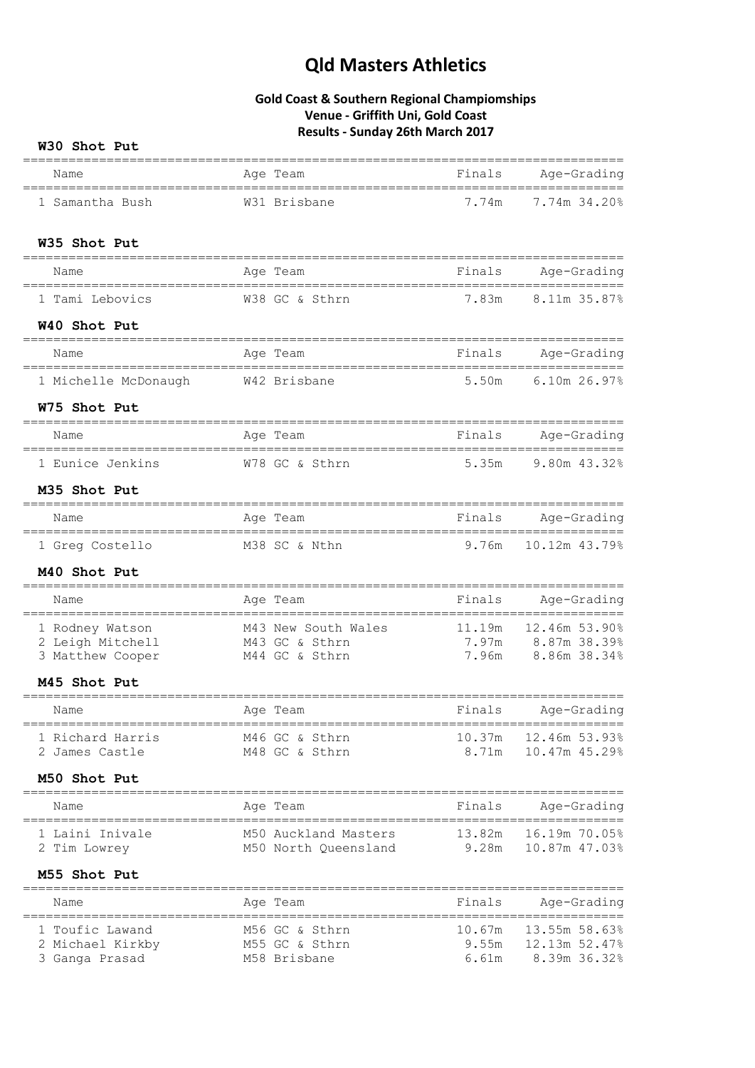# Qld Masters Athletics

**Gold Coast & Southern Regional Champiomships**
**Venue - Griffith Uni, Gold Coast**
**Results - Sunday 26th March 2017**

### W30 Shot Put

| Name | Age Team | Finals | Age-Grading |
|---|---|---|---|
| 1 Samantha Bush | W31 Brisbane | 7.74m | 7.74m 34.20% |

### W35 Shot Put

| Name | Age Team | Finals | Age-Grading |
|---|---|---|---|
| 1 Tami Lebovics | W38 GC & Sthrn | 7.83m | 8.11m 35.87% |

### W40 Shot Put

| Name | Age Team | Finals | Age-Grading |
|---|---|---|---|
| 1 Michelle McDonaugh | W42 Brisbane | 5.50m | 6.10m 26.97% |

### W75 Shot Put

| Name | Age Team | Finals | Age-Grading |
|---|---|---|---|
| 1 Eunice Jenkins | W78 GC & Sthrn | 5.35m | 9.80m 43.32% |

### M35 Shot Put

| Name | Age Team | Finals | Age-Grading |
|---|---|---|---|
| 1 Greg Costello | M38 SC & Nthn | 9.76m | 10.12m 43.79% |

### M40 Shot Put

| Name | Age Team | Finals | Age-Grading |
|---|---|---|---|
| 1 Rodney Watson | M43 New South Wales | 11.19m | 12.46m 53.90% |
| 2 Leigh Mitchell | M43 GC & Sthrn | 7.97m | 8.87m 38.39% |
| 3 Matthew Cooper | M44 GC & Sthrn | 7.96m | 8.86m 38.34% |

### M45 Shot Put

| Name | Age Team | Finals | Age-Grading |
|---|---|---|---|
| 1 Richard Harris | M46 GC & Sthrn | 10.37m | 12.46m 53.93% |
| 2 James Castle | M48 GC & Sthrn | 8.71m | 10.47m 45.29% |

### M50 Shot Put

| Name | Age Team | Finals | Age-Grading |
|---|---|---|---|
| 1 Laini Inivale | M50 Auckland Masters | 13.82m | 16.19m 70.05% |
| 2 Tim Lowrey | M50 North Queensland | 9.28m | 10.87m 47.03% |

### M55 Shot Put

| Name | Age Team | Finals | Age-Grading |
|---|---|---|---|
| 1 Toufic Lawand | M56 GC & Sthrn | 10.67m | 13.55m 58.63% |
| 2 Michael Kirkby | M55 GC & Sthrn | 9.55m | 12.13m 52.47% |
| 3 Ganga Prasad | M58 Brisbane | 6.61m | 8.39m 36.32% |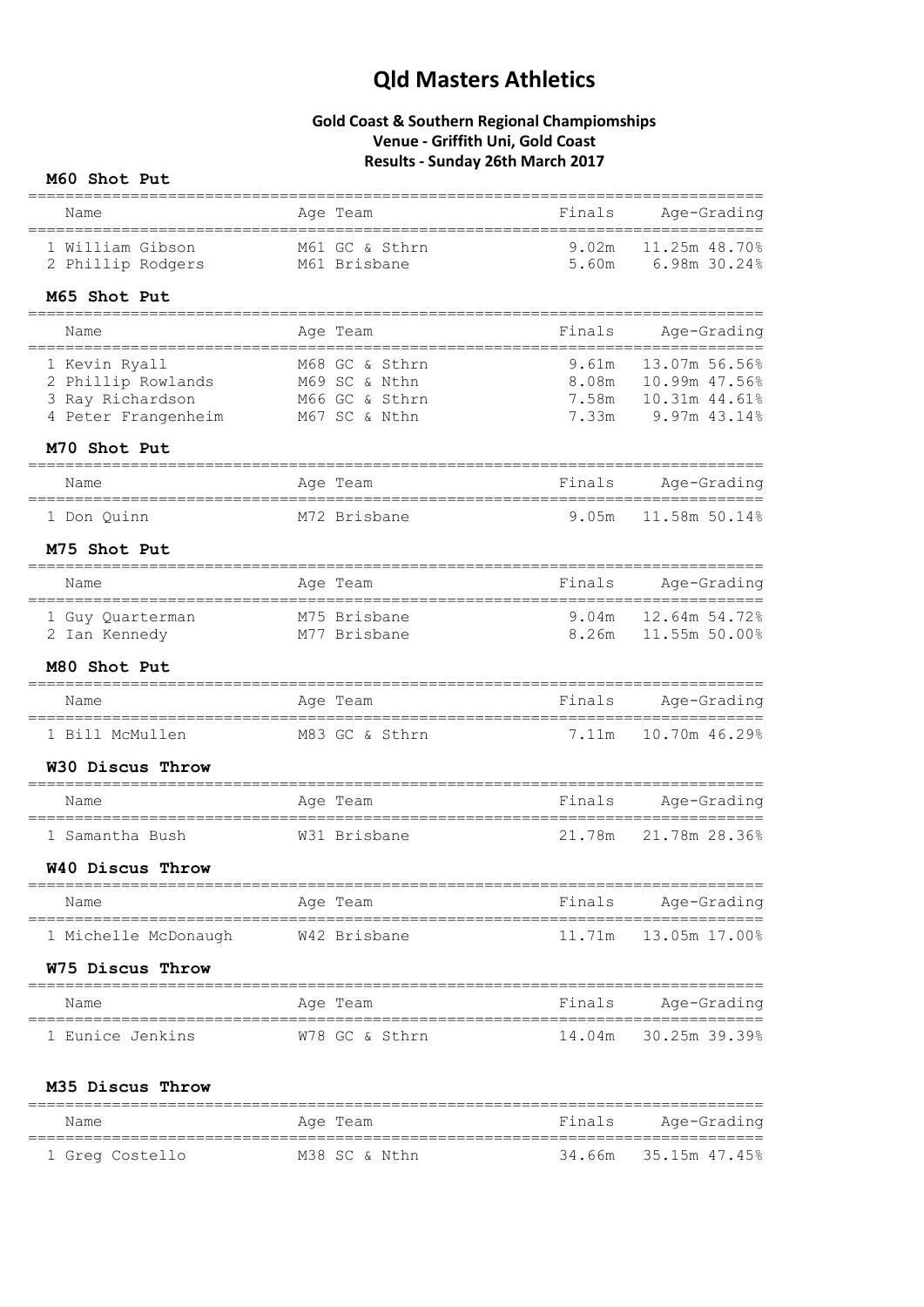# Qld Masters Athletics

## Gold Coast & Southern Regional Champiomships
## Venue - Griffith Uni, Gold Coast
## Results - Sunday 26th March 2017

### M60 Shot Put

| Name | Age | Team | Finals | Age-Grading | |
|---|---|---|---|---|---|
| 1 William Gibson | M61 | GC & Sthrn | 9.02m | 11.25m | 48.70% |
| 2 Phillip Rodgers | M61 | Brisbane | 5.60m | 6.98m | 30.24% |

### M65 Shot Put

| Name | Age | Team | Finals | Age-Grading | |
|---|---|---|---|---|---|
| 1 Kevin Ryall | M68 | GC & Sthrn | 9.61m | 13.07m | 56.56% |
| 2 Phillip Rowlands | M69 | SC & Nthn | 8.08m | 10.99m | 47.56% |
| 3 Ray Richardson | M66 | GC & Sthrn | 7.58m | 10.31m | 44.61% |
| 4 Peter Frangenheim | M67 | SC & Nthn | 7.33m | 9.97m | 43.14% |

### M70 Shot Put

| Name | Age | Team | Finals | Age-Grading | |
|---|---|---|---|---|---|
| 1 Don Quinn | M72 | Brisbane | 9.05m | 11.58m | 50.14% |

### M75 Shot Put

| Name | Age | Team | Finals | Age-Grading | |
|---|---|---|---|---|---|
| 1 Guy Quarterman | M75 | Brisbane | 9.04m | 12.64m | 54.72% |
| 2 Ian Kennedy | M77 | Brisbane | 8.26m | 11.55m | 50.00% |

### M80 Shot Put

| Name | Age | Team | Finals | Age-Grading | |
|---|---|---|---|---|---|
| 1 Bill McMullen | M83 | GC & Sthrn | 7.11m | 10.70m | 46.29% |

### W30 Discus Throw

| Name | Age | Team | Finals | Age-Grading | |
|---|---|---|---|---|---|
| 1 Samantha Bush | W31 | Brisbane | 21.78m | 21.78m | 28.36% |

### W40 Discus Throw

| Name | Age | Team | Finals | Age-Grading | |
|---|---|---|---|---|---|
| 1 Michelle McDonaugh | W42 | Brisbane | 11.71m | 13.05m | 17.00% |

### W75 Discus Throw

| Name | Age | Team | Finals | Age-Grading | |
|---|---|---|---|---|---|
| 1 Eunice Jenkins | W78 | GC & Sthrn | 14.04m | 30.25m | 39.39% |

### M35 Discus Throw

| Name | Age | Team | Finals | Age-Grading | |
|---|---|---|---|---|---|
| 1 Greg Costello | M38 | SC & Nthn | 34.66m | 35.15m | 47.45% |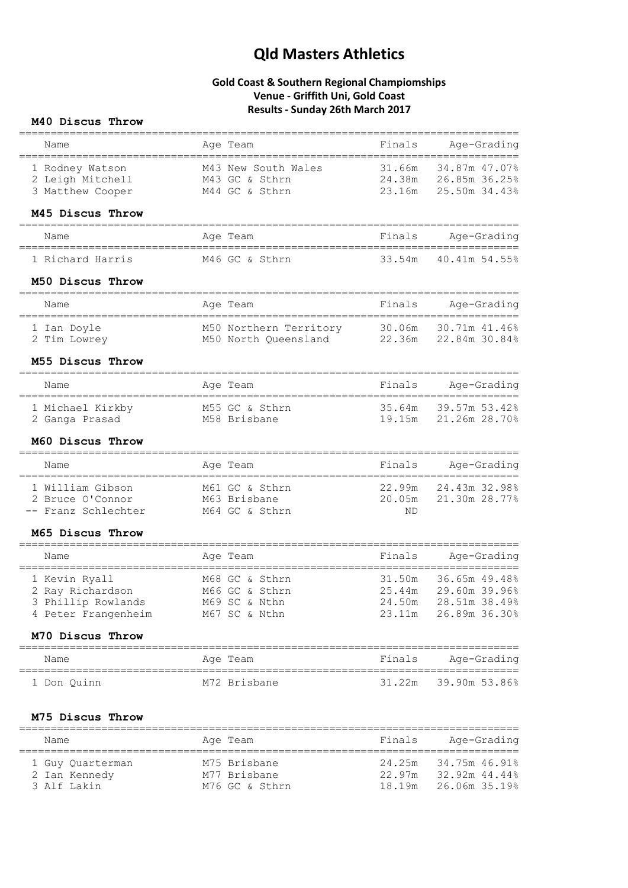# Qld Masters Athletics

**Gold Coast & Southern Regional Champiomships**
**Venue - Griffith Uni, Gold Coast**
**Results - Sunday 26th March 2017**

### M40 Discus Throw

| Name | Age | Team | Finals | Age-Grading |
|---|---|---|---|---|
| 1 Rodney Watson | M43 | New South Wales | 31.66m | 34.87m 47.07% |
| 2 Leigh Mitchell | M43 | GC & Sthrn | 24.38m | 26.85m 36.25% |
| 3 Matthew Cooper | M44 | GC & Sthrn | 23.16m | 25.50m 34.43% |

### M45 Discus Throw

| Name | Age | Team | Finals | Age-Grading |
|---|---|---|---|---|
| 1 Richard Harris | M46 | GC & Sthrn | 33.54m | 40.41m 54.55% |

### M50 Discus Throw

| Name | Age | Team | Finals | Age-Grading |
|---|---|---|---|---|
| 1 Ian Doyle | M50 | Northern Territory | 30.06m | 30.71m 41.46% |
| 2 Tim Lowrey | M50 | North Queensland | 22.36m | 22.84m 30.84% |

### M55 Discus Throw

| Name | Age | Team | Finals | Age-Grading |
|---|---|---|---|---|
| 1 Michael Kirkby | M55 | GC & Sthrn | 35.64m | 39.57m 53.42% |
| 2 Ganga Prasad | M58 | Brisbane | 19.15m | 21.26m 28.70% |

### M60 Discus Throw

| Name | Age | Team | Finals | Age-Grading |
|---|---|---|---|---|
| 1 William Gibson | M61 | GC & Sthrn | 22.99m | 24.43m 32.98% |
| 2 Bruce O'Connor | M63 | Brisbane | 20.05m | 21.30m 28.77% |
| -- Franz Schlechter | M64 | GC & Sthrn | ND | |

### M65 Discus Throw

| Name | Age | Team | Finals | Age-Grading |
|---|---|---|---|---|
| 1 Kevin Ryall | M68 | GC & Sthrn | 31.50m | 36.65m 49.48% |
| 2 Ray Richardson | M66 | GC & Sthrn | 25.44m | 29.60m 39.96% |
| 3 Phillip Rowlands | M69 | SC & Nthn | 24.50m | 28.51m 38.49% |
| 4 Peter Frangenheim | M67 | SC & Nthn | 23.11m | 26.89m 36.30% |

### M70 Discus Throw

| Name | Age | Team | Finals | Age-Grading |
|---|---|---|---|---|
| 1 Don Quinn | M72 | Brisbane | 31.22m | 39.90m 53.86% |

### M75 Discus Throw

| Name | Age | Team | Finals | Age-Grading |
|---|---|---|---|---|
| 1 Guy Quarterman | M75 | Brisbane | 24.25m | 34.75m 46.91% |
| 2 Ian Kennedy | M77 | Brisbane | 22.97m | 32.92m 44.44% |
| 3 Alf Lakin | M76 | GC & Sthrn | 18.19m | 26.06m 35.19% |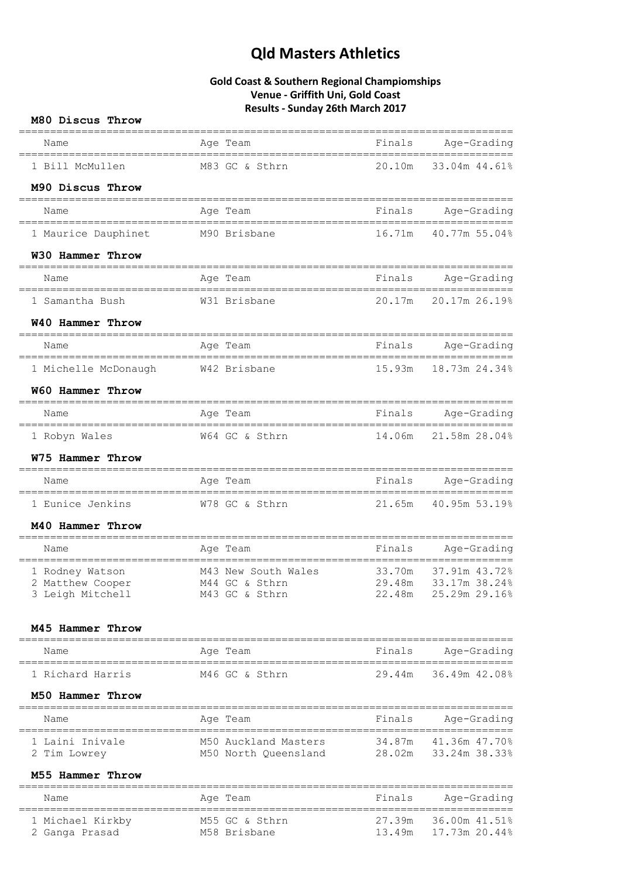# Qld Masters Athletics

### Gold Coast & Southern Regional Champiomships
### Venue - Griffith Uni, Gold Coast
### Results - Sunday 26th March 2017

**M80 Discus Throw**

| Name | Age | Team | Finals | Age-Grading |
|---|---|---|---|---|
| 1 Bill McMullen | M83 | GC & Sthrn | 20.10m | 33.04m 44.61% |

**M90 Discus Throw**

| Name | Age | Team | Finals | Age-Grading |
|---|---|---|---|---|
| 1 Maurice Dauphinet | M90 | Brisbane | 16.71m | 40.77m 55.04% |

**W30 Hammer Throw**

| Name | Age | Team | Finals | Age-Grading |
|---|---|---|---|---|
| 1 Samantha Bush | W31 | Brisbane | 20.17m | 20.17m 26.19% |

**W40 Hammer Throw**

| Name | Age | Team | Finals | Age-Grading |
|---|---|---|---|---|
| 1 Michelle McDonaugh | W42 | Brisbane | 15.93m | 18.73m 24.34% |

**W60 Hammer Throw**

| Name | Age | Team | Finals | Age-Grading |
|---|---|---|---|---|
| 1 Robyn Wales | W64 | GC & Sthrn | 14.06m | 21.58m 28.04% |

**W75 Hammer Throw**

| Name | Age | Team | Finals | Age-Grading |
|---|---|---|---|---|
| 1 Eunice Jenkins | W78 | GC & Sthrn | 21.65m | 40.95m 53.19% |

**M40 Hammer Throw**

| Name | Age | Team | Finals | Age-Grading |
|---|---|---|---|---|
| 1 Rodney Watson | M43 | New South Wales | 33.70m | 37.91m 43.72% |
| 2 Matthew Cooper | M44 | GC & Sthrn | 29.48m | 33.17m 38.24% |
| 3 Leigh Mitchell | M43 | GC & Sthrn | 22.48m | 25.29m 29.16% |

**M45 Hammer Throw**

| Name | Age | Team | Finals | Age-Grading |
|---|---|---|---|---|
| 1 Richard Harris | M46 | GC & Sthrn | 29.44m | 36.49m 42.08% |

**M50 Hammer Throw**

| Name | Age | Team | Finals | Age-Grading |
|---|---|---|---|---|
| 1 Laini Inivale | M50 | Auckland Masters | 34.87m | 41.36m 47.70% |
| 2 Tim Lowrey | M50 | North Queensland | 28.02m | 33.24m 38.33% |

**M55 Hammer Throw**

| Name | Age | Team | Finals | Age-Grading |
|---|---|---|---|---|
| 1 Michael Kirkby | M55 | GC & Sthrn | 27.39m | 36.00m 41.51% |
| 2 Ganga Prasad | M58 | Brisbane | 13.49m | 17.73m 20.44% |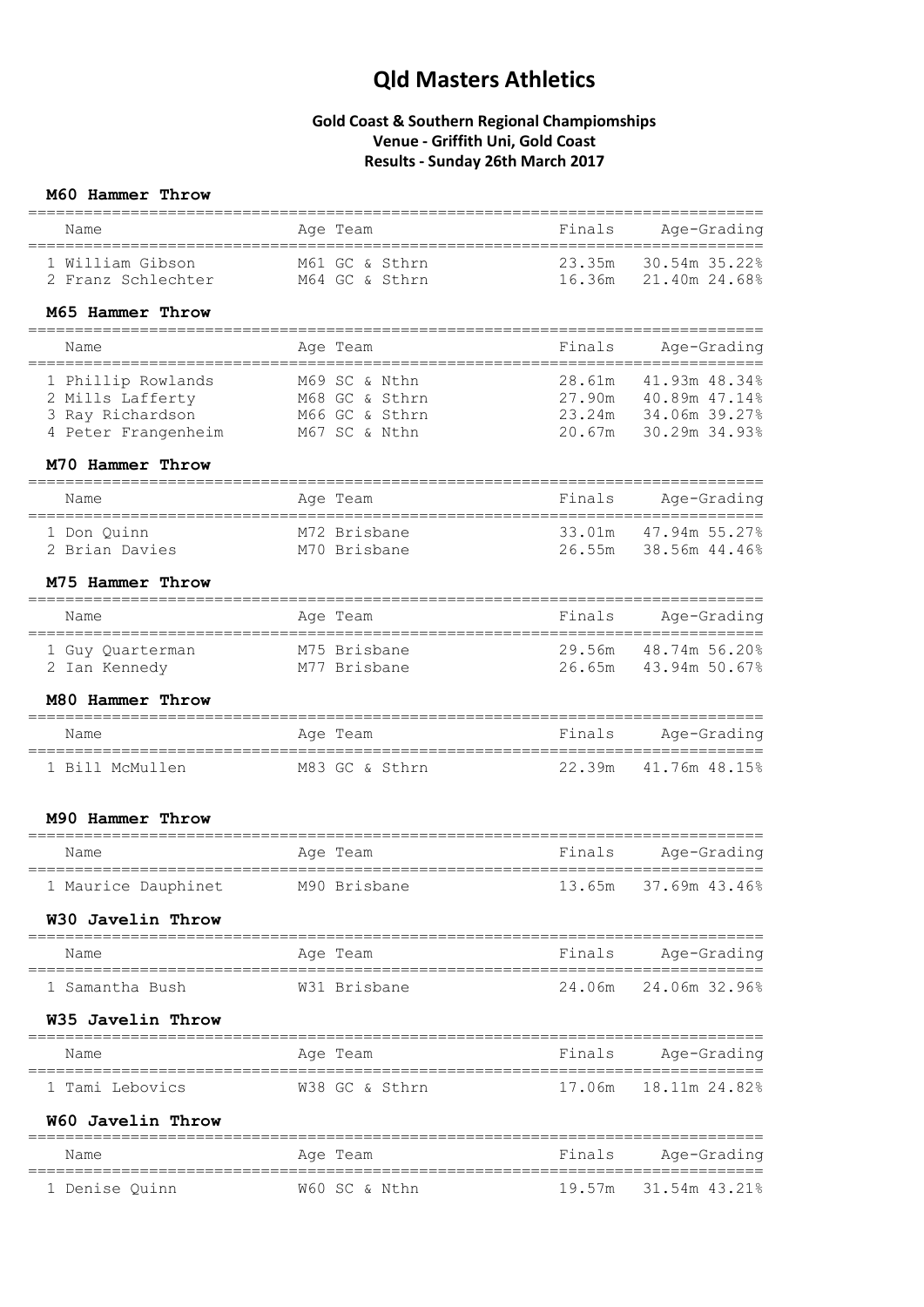# Qld Masters Athletics

**Gold Coast & Southern Regional Champiomships**
**Venue - Griffith Uni, Gold Coast**
**Results - Sunday 26th March 2017**

### M60 Hammer Throw

| Name | Age | Team | Finals | Age-Grading | |
|---|---|---|---|---|---|
| 1 William Gibson | M61 | GC & Sthrn | 23.35m | 30.54m | 35.22% |
| 2 Franz Schlechter | M64 | GC & Sthrn | 16.36m | 21.40m | 24.68% |

### M65 Hammer Throw

| Name | Age | Team | Finals | Age-Grading | |
|---|---|---|---|---|---|
| 1 Phillip Rowlands | M69 | SC & Nthn | 28.61m | 41.93m | 48.34% |
| 2 Mills Lafferty | M68 | GC & Sthrn | 27.90m | 40.89m | 47.14% |
| 3 Ray Richardson | M66 | GC & Sthrn | 23.24m | 34.06m | 39.27% |
| 4 Peter Frangenheim | M67 | SC & Nthn | 20.67m | 30.29m | 34.93% |

### M70 Hammer Throw

| Name | Age | Team | Finals | Age-Grading | |
|---|---|---|---|---|---|
| 1 Don Quinn | M72 | Brisbane | 33.01m | 47.94m | 55.27% |
| 2 Brian Davies | M70 | Brisbane | 26.55m | 38.56m | 44.46% |

### M75 Hammer Throw

| Name | Age | Team | Finals | Age-Grading | |
|---|---|---|---|---|---|
| 1 Guy Quarterman | M75 | Brisbane | 29.56m | 48.74m | 56.20% |
| 2 Ian Kennedy | M77 | Brisbane | 26.65m | 43.94m | 50.67% |

### M80 Hammer Throw

| Name | Age | Team | Finals | Age-Grading | |
|---|---|---|---|---|---|
| 1 Bill McMullen | M83 | GC & Sthrn | 22.39m | 41.76m | 48.15% |

### M90 Hammer Throw

| Name | Age | Team | Finals | Age-Grading | |
|---|---|---|---|---|---|
| 1 Maurice Dauphinet | M90 | Brisbane | 13.65m | 37.69m | 43.46% |

### W30 Javelin Throw

| Name | Age | Team | Finals | Age-Grading | |
|---|---|---|---|---|---|
| 1 Samantha Bush | W31 | Brisbane | 24.06m | 24.06m | 32.96% |

### W35 Javelin Throw

| Name | Age | Team | Finals | Age-Grading | |
|---|---|---|---|---|---|
| 1 Tami Lebovics | W38 | GC & Sthrn | 17.06m | 18.11m | 24.82% |

### W60 Javelin Throw

| Name | Age | Team | Finals | Age-Grading | |
|---|---|---|---|---|---|
| 1 Denise Quinn | W60 | SC & Nthn | 19.57m | 31.54m | 43.21% |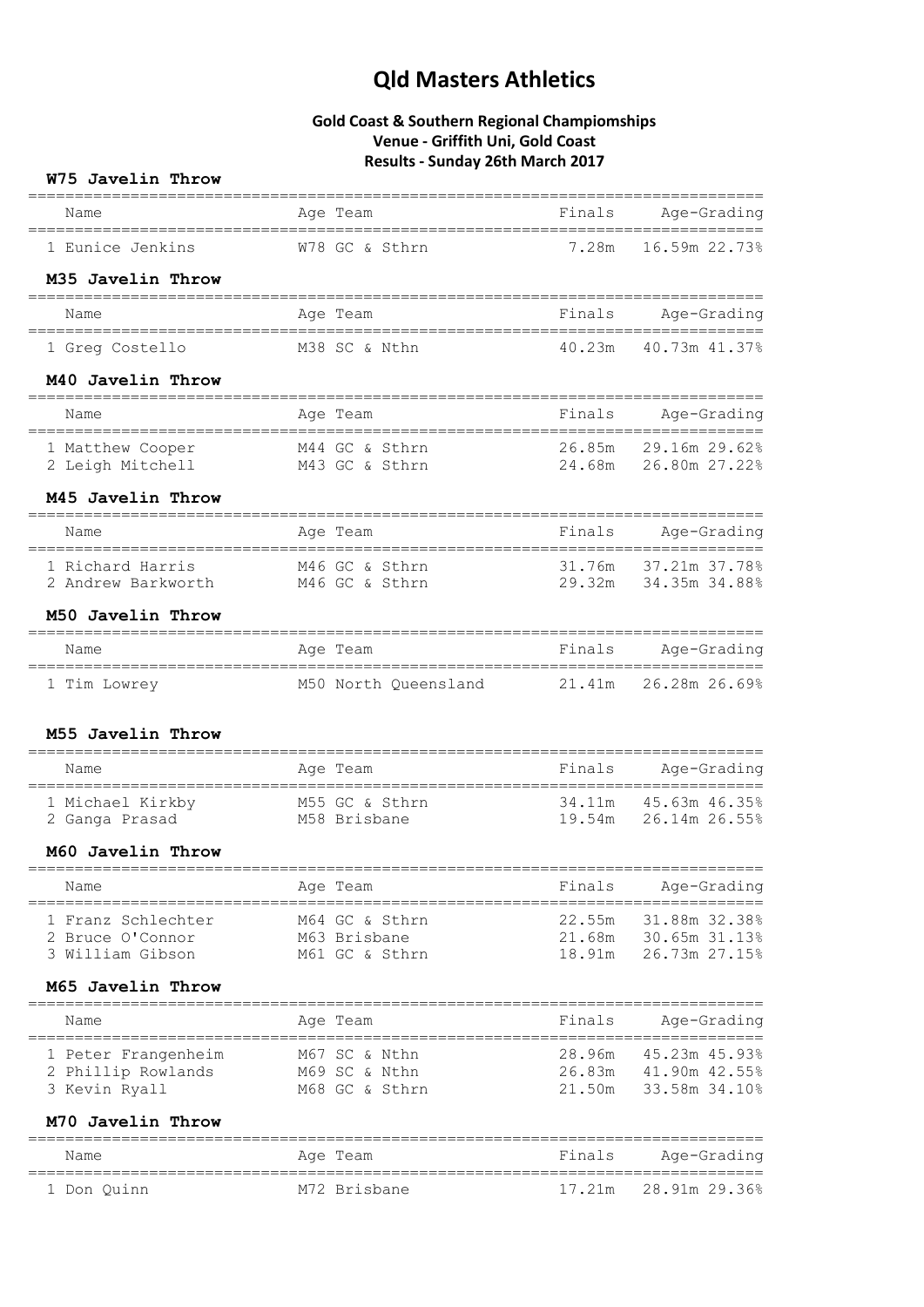# Qld Masters Athletics

**Gold Coast & Southern Regional Champiomships**
**Venue - Griffith Uni, Gold Coast**
**Results - Sunday 26th March 2017**

### W75 Javelin Throw

| Name | Age | Team | Finals | Age-Grading | |
|---|---|---|---|---|---|
| 1 Eunice Jenkins | W78 | GC & Sthrn | 7.28m | 16.59m | 22.73% |

### M35 Javelin Throw

| Name | Age | Team | Finals | Age-Grading | |
|---|---|---|---|---|---|
| 1 Greg Costello | M38 | SC & Nthn | 40.23m | 40.73m | 41.37% |

### M40 Javelin Throw

| Name | Age | Team | Finals | Age-Grading | |
|---|---|---|---|---|---|
| 1 Matthew Cooper | M44 | GC & Sthrn | 26.85m | 29.16m | 29.62% |
| 2 Leigh Mitchell | M43 | GC & Sthrn | 24.68m | 26.80m | 27.22% |

### M45 Javelin Throw

| Name | Age | Team | Finals | Age-Grading | |
|---|---|---|---|---|---|
| 1 Richard Harris | M46 | GC & Sthrn | 31.76m | 37.21m | 37.78% |
| 2 Andrew Barkworth | M46 | GC & Sthrn | 29.32m | 34.35m | 34.88% |

### M50 Javelin Throw

| Name | Age | Team | Finals | Age-Grading | |
|---|---|---|---|---|---|
| 1 Tim Lowrey | M50 | North Queensland | 21.41m | 26.28m | 26.69% |

### M55 Javelin Throw

| Name | Age | Team | Finals | Age-Grading | |
|---|---|---|---|---|---|
| 1 Michael Kirkby | M55 | GC & Sthrn | 34.11m | 45.63m | 46.35% |
| 2 Ganga Prasad | M58 | Brisbane | 19.54m | 26.14m | 26.55% |

### M60 Javelin Throw

| Name | Age | Team | Finals | Age-Grading | |
|---|---|---|---|---|---|
| 1 Franz Schlechter | M64 | GC & Sthrn | 22.55m | 31.88m | 32.38% |
| 2 Bruce O'Connor | M63 | Brisbane | 21.68m | 30.65m | 31.13% |
| 3 William Gibson | M61 | GC & Sthrn | 18.91m | 26.73m | 27.15% |

### M65 Javelin Throw

| Name | Age | Team | Finals | Age-Grading | |
|---|---|---|---|---|---|
| 1 Peter Frangenheim | M67 | SC & Nthn | 28.96m | 45.23m | 45.93% |
| 2 Phillip Rowlands | M69 | SC & Nthn | 26.83m | 41.90m | 42.55% |
| 3 Kevin Ryall | M68 | GC & Sthrn | 21.50m | 33.58m | 34.10% |

### M70 Javelin Throw

| Name | Age | Team | Finals | Age-Grading | |
|---|---|---|---|---|---|
| 1 Don Quinn | M72 | Brisbane | 17.21m | 28.91m | 29.36% |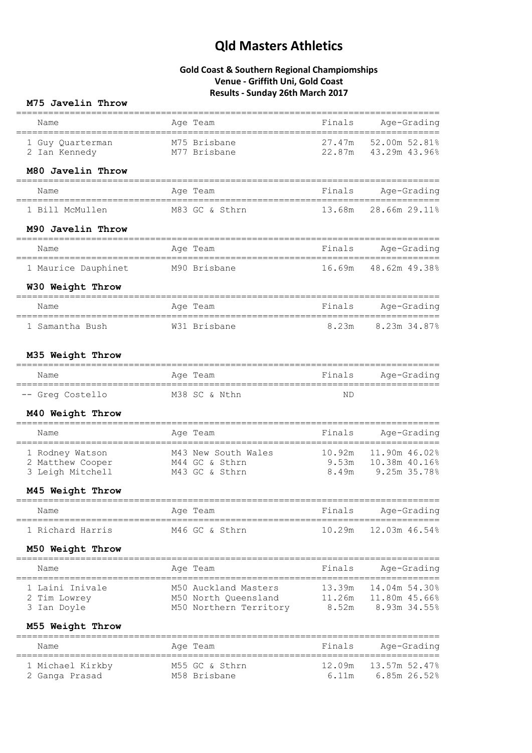# Qld Masters Athletics

## Gold Coast & Southern Regional Champiomships
## Venue - Griffith Uni, Gold Coast
## Results - Sunday 26th March 2017

### M75 Javelin Throw

| Name | Age | Team | Finals | Age-Grading |
|---|---|---|---|---|
| 1 Guy Quarterman | M75 | Brisbane | 27.47m | 52.00m 52.81% |
| 2 Ian Kennedy | M77 | Brisbane | 22.87m | 43.29m 43.96% |

### M80 Javelin Throw

| Name | Age | Team | Finals | Age-Grading |
|---|---|---|---|---|
| 1 Bill McMullen | M83 | GC & Sthrn | 13.68m | 28.66m 29.11% |

### M90 Javelin Throw

| Name | Age | Team | Finals | Age-Grading |
|---|---|---|---|---|
| 1 Maurice Dauphinet | M90 | Brisbane | 16.69m | 48.62m 49.38% |

### W30 Weight Throw

| Name | Age | Team | Finals | Age-Grading |
|---|---|---|---|---|
| 1 Samantha Bush | W31 | Brisbane | 8.23m | 8.23m 34.87% |

### M35 Weight Throw

| Name | Age | Team | Finals | Age-Grading |
|---|---|---|---|---|
| -- Greg Costello | M38 | SC & Nthn | ND | |

### M40 Weight Throw

| Name | Age | Team | Finals | Age-Grading |
|---|---|---|---|---|
| 1 Rodney Watson | M43 | New South Wales | 10.92m | 11.90m 46.02% |
| 2 Matthew Cooper | M44 | GC & Sthrn | 9.53m | 10.38m 40.16% |
| 3 Leigh Mitchell | M43 | GC & Sthrn | 8.49m | 9.25m 35.78% |

### M45 Weight Throw

| Name | Age | Team | Finals | Age-Grading |
|---|---|---|---|---|
| 1 Richard Harris | M46 | GC & Sthrn | 10.29m | 12.03m 46.54% |

### M50 Weight Throw

| Name | Age | Team | Finals | Age-Grading |
|---|---|---|---|---|
| 1 Laini Inivale | M50 | Auckland Masters | 13.39m | 14.04m 54.30% |
| 2 Tim Lowrey | M50 | North Queensland | 11.26m | 11.80m 45.66% |
| 3 Ian Doyle | M50 | Northern Territory | 8.52m | 8.93m 34.55% |

### M55 Weight Throw

| Name | Age | Team | Finals | Age-Grading |
|---|---|---|---|---|
| 1 Michael Kirkby | M55 | GC & Sthrn | 12.09m | 13.57m 52.47% |
| 2 Ganga Prasad | M58 | Brisbane | 6.11m | 6.85m 26.52% |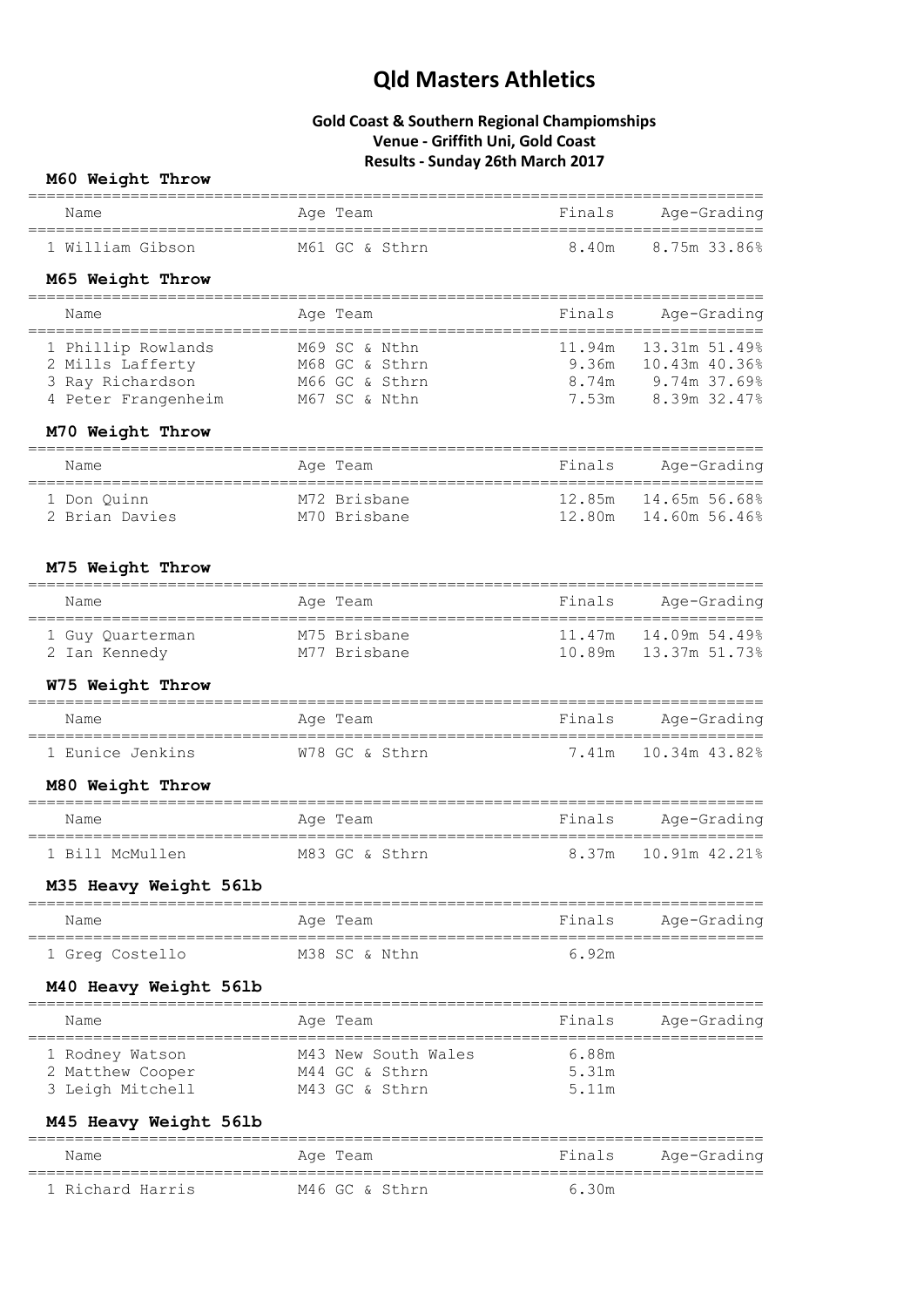# Qld Masters Athletics

## Gold Coast & Southern Regional Champiomships
## Venue - Griffith Uni, Gold Coast
## Results - Sunday 26th March 2017

### M60 Weight Throw

| Name | Age | Team | Finals | Age-Grading |
|---|---|---|---|---|
| 1 William Gibson | M61 | GC & Sthrn | 8.40m | 8.75m 33.86% |

### M65 Weight Throw

| Name | Age | Team | Finals | Age-Grading |
|---|---|---|---|---|
| 1 Phillip Rowlands | M69 | SC & Nthn | 11.94m | 13.31m 51.49% |
| 2 Mills Lafferty | M68 | GC & Sthrn | 9.36m | 10.43m 40.36% |
| 3 Ray Richardson | M66 | GC & Sthrn | 8.74m | 9.74m 37.69% |
| 4 Peter Frangenheim | M67 | SC & Nthn | 7.53m | 8.39m 32.47% |

### M70 Weight Throw

| Name | Age | Team | Finals | Age-Grading |
|---|---|---|---|---|
| 1 Don Quinn | M72 | Brisbane | 12.85m | 14.65m 56.68% |
| 2 Brian Davies | M70 | Brisbane | 12.80m | 14.60m 56.46% |

### M75 Weight Throw

| Name | Age | Team | Finals | Age-Grading |
|---|---|---|---|---|
| 1 Guy Quarterman | M75 | Brisbane | 11.47m | 14.09m 54.49% |
| 2 Ian Kennedy | M77 | Brisbane | 10.89m | 13.37m 51.73% |

### W75 Weight Throw

| Name | Age | Team | Finals | Age-Grading |
|---|---|---|---|---|
| 1 Eunice Jenkins | W78 | GC & Sthrn | 7.41m | 10.34m 43.82% |

### M80 Weight Throw

| Name | Age | Team | Finals | Age-Grading |
|---|---|---|---|---|
| 1 Bill McMullen | M83 | GC & Sthrn | 8.37m | 10.91m 42.21% |

### M35 Heavy Weight 56lb

| Name | Age | Team | Finals | Age-Grading |
|---|---|---|---|---|
| 1 Greg Costello | M38 | SC & Nthn | 6.92m | |

### M40 Heavy Weight 56lb

| Name | Age | Team | Finals | Age-Grading |
|---|---|---|---|---|
| 1 Rodney Watson | M43 | New South Wales | 6.88m | |
| 2 Matthew Cooper | M44 | GC & Sthrn | 5.31m | |
| 3 Leigh Mitchell | M43 | GC & Sthrn | 5.11m | |

### M45 Heavy Weight 56lb

| Name | Age | Team | Finals | Age-Grading |
|---|---|---|---|---|
| 1 Richard Harris | M46 | GC & Sthrn | 6.30m | |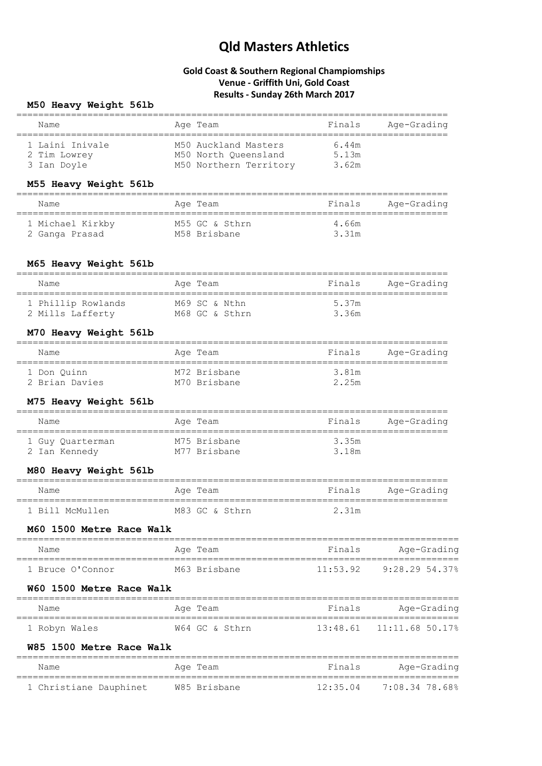# Qld Masters Athletics

## Gold Coast & Southern Regional Champiomships
## Venue - Griffith Uni, Gold Coast
## Results - Sunday 26th March 2017

### M50 Heavy Weight 56lb

| Name | Age | Team | Finals | Age-Grading |
|---|---|---|---|---|
| 1 Laini Inivale | M50 | Auckland Masters | 6.44m | |
| 2 Tim Lowrey | M50 | North Queensland | 5.13m | |
| 3 Ian Doyle | M50 | Northern Territory | 3.62m | |

### M55 Heavy Weight 56lb

| Name | Age | Team | Finals | Age-Grading |
|---|---|---|---|---|
| 1 Michael Kirkby | M55 | GC & Sthrn | 4.66m | |
| 2 Ganga Prasad | M58 | Brisbane | 3.31m | |

### M65 Heavy Weight 56lb

| Name | Age | Team | Finals | Age-Grading |
|---|---|---|---|---|
| 1 Phillip Rowlands | M69 | SC & Nthn | 5.37m | |
| 2 Mills Lafferty | M68 | GC & Sthrn | 3.36m | |

### M70 Heavy Weight 56lb

| Name | Age | Team | Finals | Age-Grading |
|---|---|---|---|---|
| 1 Don Quinn | M72 | Brisbane | 3.81m | |
| 2 Brian Davies | M70 | Brisbane | 2.25m | |

### M75 Heavy Weight 56lb

| Name | Age | Team | Finals | Age-Grading |
|---|---|---|---|---|
| 1 Guy Quarterman | M75 | Brisbane | 3.35m | |
| 2 Ian Kennedy | M77 | Brisbane | 3.18m | |

### M80 Heavy Weight 56lb

| Name | Age | Team | Finals | Age-Grading |
|---|---|---|---|---|
| 1 Bill McMullen | M83 | GC & Sthrn | 2.31m | |

### M60 1500 Metre Race Walk

| Name | Age | Team | Finals | Age-Grading |
|---|---|---|---|---|
| 1 Bruce O'Connor | M63 | Brisbane | 11:53.92 | 9:28.29 54.37% |

### W60 1500 Metre Race Walk

| Name | Age | Team | Finals | Age-Grading |
|---|---|---|---|---|
| 1 Robyn Wales | W64 | GC & Sthrn | 13:48.61 | 11:11.68 50.17% |

### W85 1500 Metre Race Walk

| Name | Age | Team | Finals | Age-Grading |
|---|---|---|---|---|
| 1 Christiane Dauphinet | W85 | Brisbane | 12:35.04 | 7:08.34 78.68% |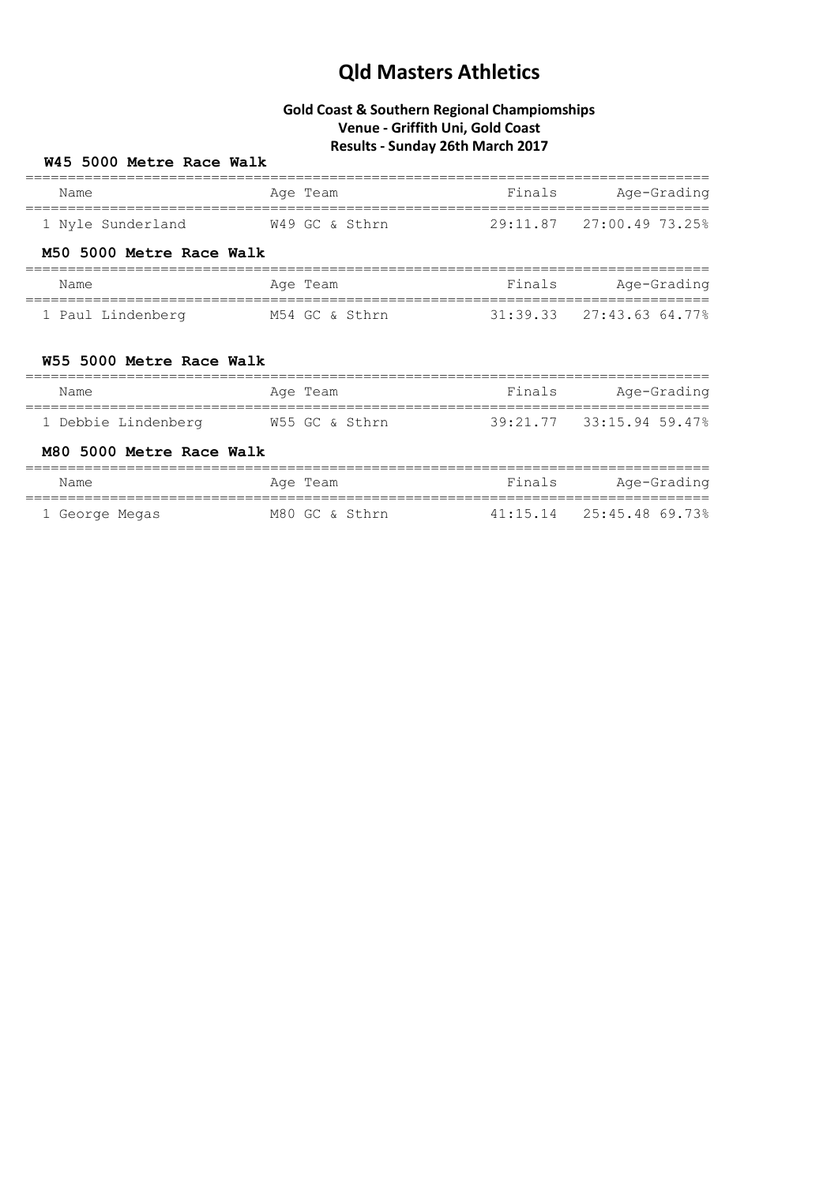# Qld Masters Athletics

## Gold Coast & Southern Regional Champiomships

## Venue - Griffith Uni, Gold Coast

## Results - Sunday 26th March 2017

### W45 5000 Metre Race Walk

| Name | Age | Team | Finals | Age-Grading |
|---|---|---|---|---|
| 1 Nyle Sunderland | W49 | GC & Sthrn | 29:11.87 | 27:00.49 73.25% |

### M50 5000 Metre Race Walk

| Name | Age | Team | Finals | Age-Grading |
|---|---|---|---|---|
| 1 Paul Lindenberg | M54 | GC & Sthrn | 31:39.33 | 27:43.63 64.77% |

### W55 5000 Metre Race Walk

| Name | Age | Team | Finals | Age-Grading |
|---|---|---|---|---|
| 1 Debbie Lindenberg | W55 | GC & Sthrn | 39:21.77 | 33:15.94 59.47% |

### M80 5000 Metre Race Walk

| Name | Age | Team | Finals | Age-Grading |
|---|---|---|---|---|
| 1 George Megas | M80 | GC & Sthrn | 41:15.14 | 25:45.48 69.73% |